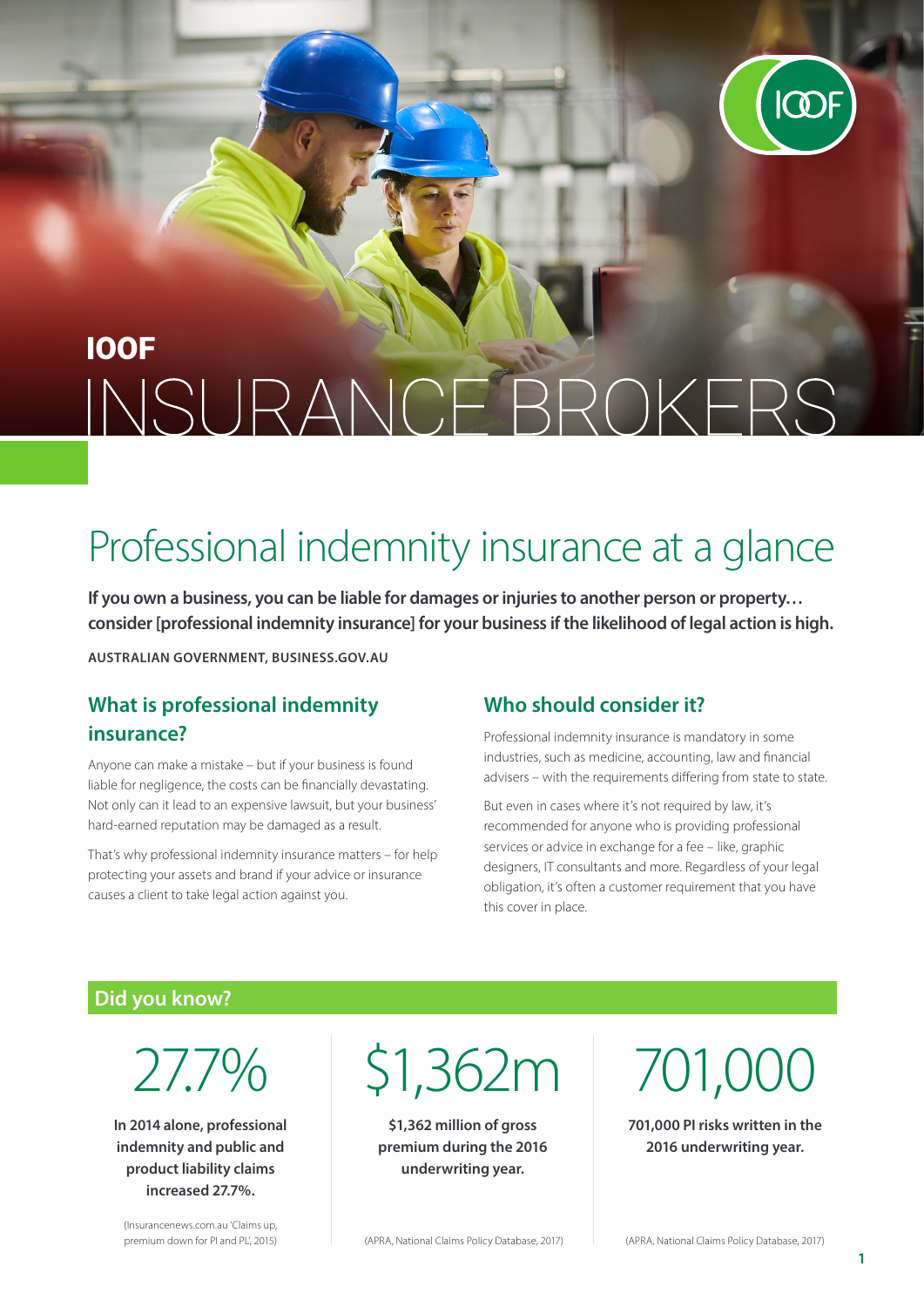# IOOF INSURANCE BROKERS

## Professional indemnity insurance at a glance

**If you own a business, you can be liable for damages or injuries to another person or property… consider [professional indemnity insurance] for your business if the likelihood of legal action is high.**

**AUSTRALIAN GOVERNMENT, BUSINESS.GOV.AU**

### What is professional indemnity insurance?

Anyone can make a mistake – but if your business is found liable for negligence, the costs can be financially devastating. Not only can it lead to an expensive lawsuit, but your business' hard-earned reputation may be damaged as a result.

That's why professional indemnity insurance matters – for help protecting your assets and brand if your advice or insurance causes a client to take legal action against you.

### Who should consider it?

Professional indemnity insurance is mandatory in some industries, such as medicine, accounting, law and financial advisers – with the requirements differing from state to state.

But even in cases where it's not required by law, it's recommended for anyone who is providing professional services or advice in exchange for a fee – like, graphic designers, IT consultants and more. Regardless of your legal obligation, it's often a customer requirement that you have this cover in place.

### Did you know?

27.7%

**In 2014 alone, professional indemnity and public and product liability claims increased 27.7%.**

(Insurancenews.com.au 'Claims up, premium down for PI and PL', 2015)

$1,362m

**$1,362 million of gross premium during the 2016 underwriting year.**

(APRA, National Claims Policy Database, 2017)

701,000

**701,000 PI risks written in the 2016 underwriting year.**

(APRA, National Claims Policy Database, 2017)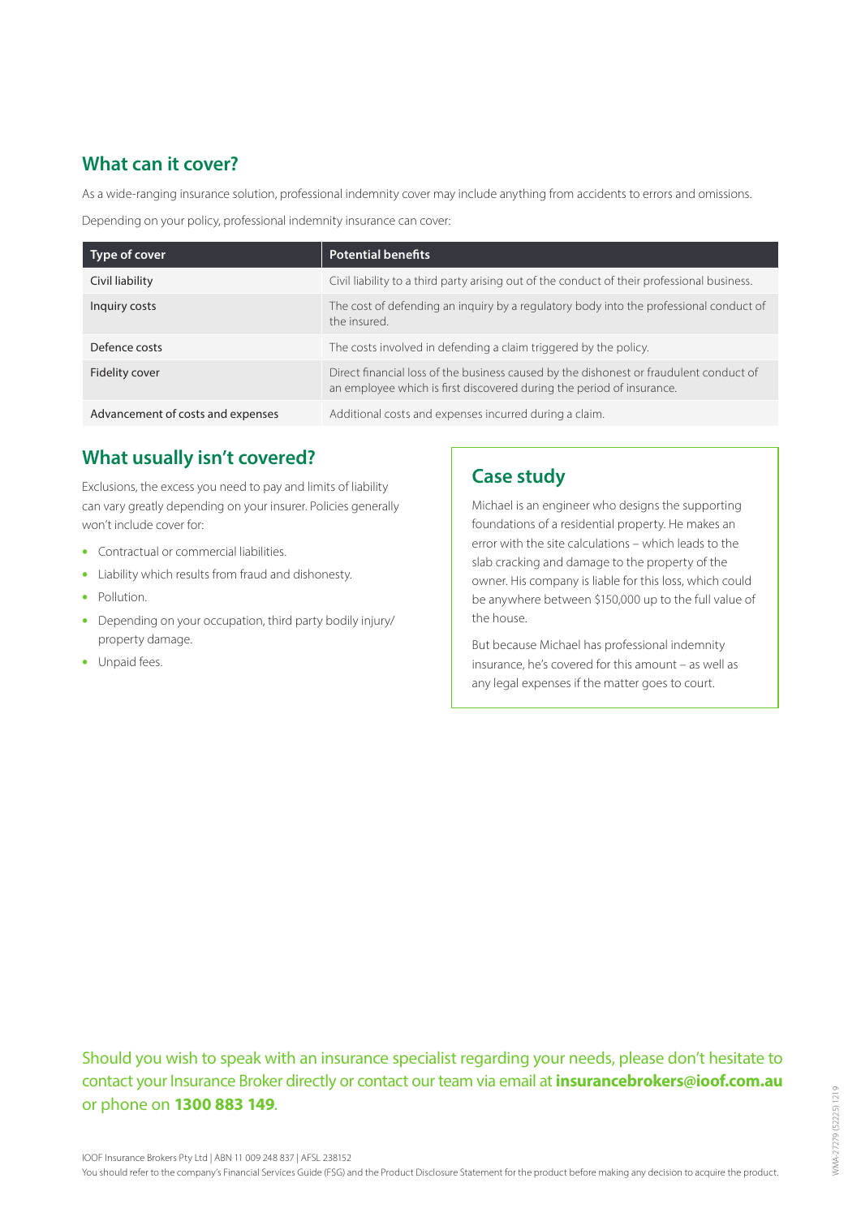## What can it cover?

As a wide-ranging insurance solution, professional indemnity cover may include anything from accidents to errors and omissions.

Depending on your policy, professional indemnity insurance can cover:

| Type of cover | Potential benefits |
|---|---|
| Civil liability | Civil liability to a third party arising out of the conduct of their professional business. |
| Inquiry costs | The cost of defending an inquiry by a regulatory body into the professional conduct of the insured. |
| Defence costs | The costs involved in defending a claim triggered by the policy. |
| Fidelity cover | Direct financial loss of the business caused by the dishonest or fraudulent conduct of an employee which is first discovered during the period of insurance. |
| Advancement of costs and expenses | Additional costs and expenses incurred during a claim. |

## What usually isn't covered?

Exclusions, the excess you need to pay and limits of liability can vary greatly depending on your insurer. Policies generally won't include cover for:

- Contractual or commercial liabilities.
- Liability which results from fraud and dishonesty.
- Pollution.
- Depending on your occupation, third party bodily injury/ property damage.
- Unpaid fees.

## Case study

Michael is an engineer who designs the supporting foundations of a residential property. He makes an error with the site calculations – which leads to the slab cracking and damage to the property of the owner. His company is liable for this loss, which could be anywhere between $150,000 up to the full value of the house.

But because Michael has professional indemnity insurance, he's covered for this amount – as well as any legal expenses if the matter goes to court.

Should you wish to speak with an insurance specialist regarding your needs, please don't hesitate to contact your Insurance Broker directly or contact our team via email at **insurancebrokers@ioof.com.au** or phone on **1300 883 149**.

IOOF Insurance Brokers Pty Ltd | ABN 11 009 248 837 | AFSL 238152

You should refer to the company's Financial Services Guide (FSG) and the Product Disclosure Statement for the product before making any decision to acquire the product.

WMA-27279 (52225) 1219